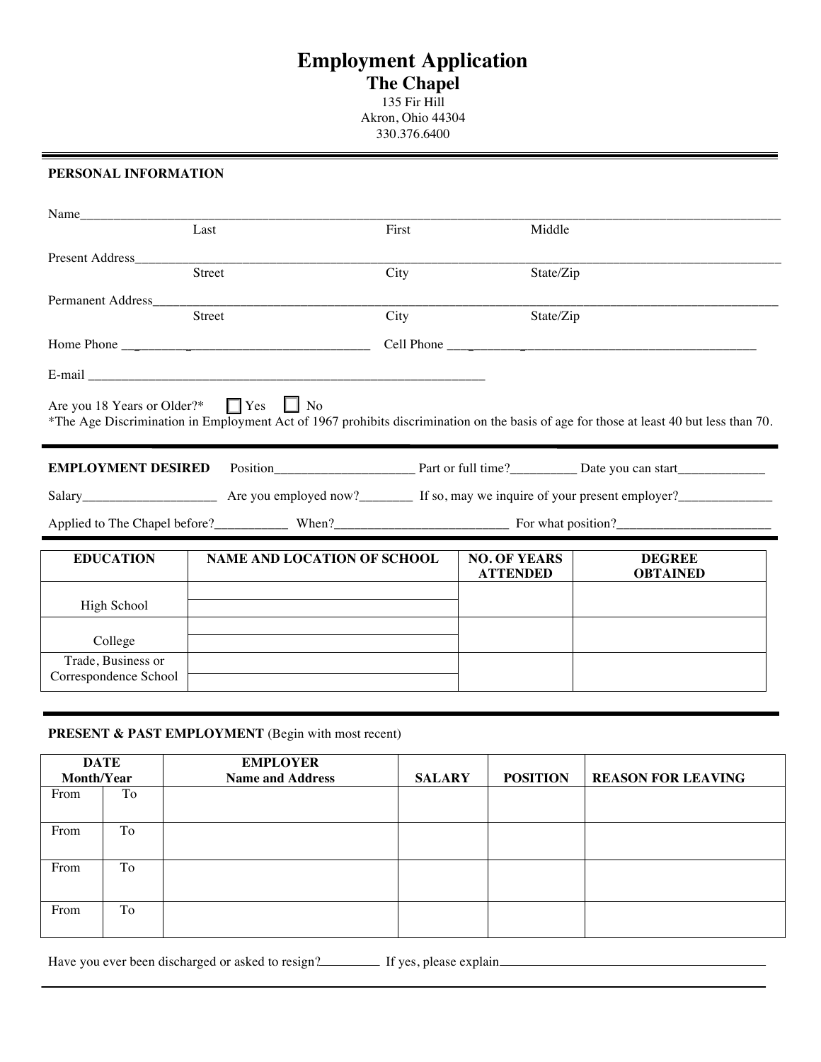# Employment Application

## The Chapel

135 Fir Hill
Akron, Ohio 44304
330.376.6400

---

### PERSONAL INFORMATION

Name_______________________________________________________________________________
Last | First | Middle

Present Address_______________________________________________________________________
Street | City | State/Zip

Permanent Address_____________________________________________________________________
Street | City | State/Zip

Home Phone ______________________________ Cell Phone ______________________________

E-mail ______________________________________________________

Are you 18 Years or Older?* ☐ Yes ☐ No

*The Age Discrimination in Employment Act of 1967 prohibits discrimination on the basis of age for those at least 40 but less than 70.

---

**EMPLOYMENT DESIRED** Position____________________ Part or full time?__________ Date you can start_____________

Salary____________________ Are you employed now?________ If so, may we inquire of your present employer?______________

Applied to The Chapel before?___________ When?__________________________ For what position?_______________________

---

| EDUCATION | NAME AND LOCATION OF SCHOOL | NO. OF YEARS ATTENDED | DEGREE OBTAINED |
|---|---|---|---|
| High School | | | |
| College | | | |
| Trade, Business or Correspondence School | | | |

---

### PRESENT & PAST EMPLOYMENT (Begin with most recent)

| DATE Month/Year | | EMPLOYER Name and Address | SALARY | POSITION | REASON FOR LEAVING |
|---|---|---|---|---|---|
| From | To | | | | |
| From | To | | | | |
| From | To | | | | |
| From | To | | | | |

Have you ever been discharged or asked to resign?________ If yes, please explain________________________________________

_______________________________________________________________________________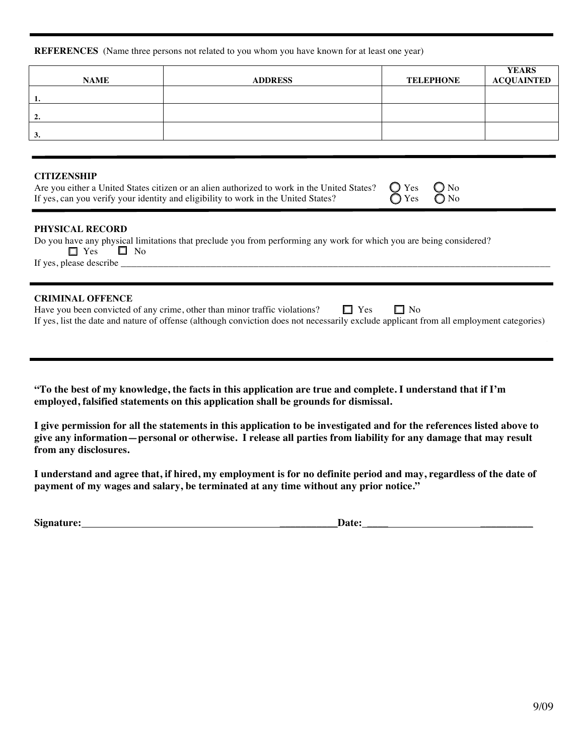**REFERENCES** (Name three persons not related to you whom you have known for at least one year)

| NAME | ADDRESS | TELEPHONE | YEARS ACQUAINTED |
|---|---|---|---|
| 1. | | | |
| 2. | | | |
| 3. | | | |

**CITIZENSHIP**

Are you either a United States citizen or an alien authorized to work in the United States? ◯ Yes ◯ No

If yes, can you verify your identity and eligibility to work in the United States? ◯ Yes ◯ No

**PHYSICAL RECORD**

Do you have any physical limitations that preclude you from performing any work for which you are being considered?

☐ Yes ☐ No

If yes, please describe ______________________________________________________________________________

**CRIMINAL OFFENCE**

Have you been convicted of any crime, other than minor traffic violations? ☐ Yes ☐ No

If yes, list the date and nature of offense (although conviction does not necessarily exclude applicant from all employment categories)

**"To the best of my knowledge, the facts in this application are true and complete. I understand that if I'm employed, falsified statements on this application shall be grounds for dismissal.**

**I give permission for all the statements in this application to be investigated and for the references listed above to give any information—personal or otherwise. I release all parties from liability for any damage that may result from any disclosures.**

**I understand and agree that, if hired, my employment is for no definite period and may, regardless of the date of payment of my wages and salary, be terminated at any time without any prior notice."**

**Signature:**_____________________________________________________**Date:**______________________________________

9/09